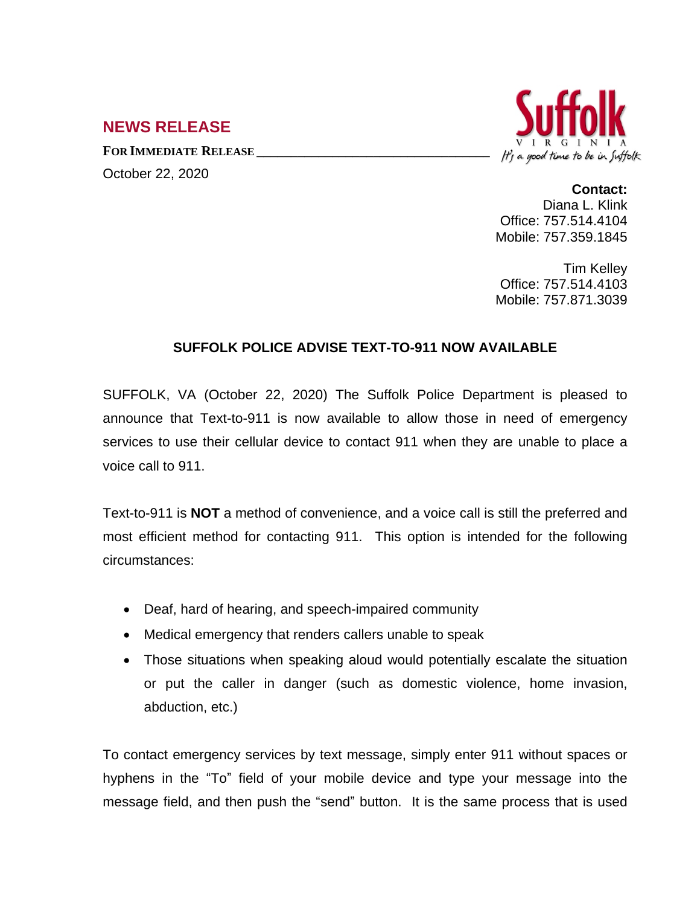## NEWS RELEASE

**FOR IMMEDIATE RELEASE**

October 22, 2020

Suffolk
VIRGINIA
*It's a good time to be in Suffolk*

**Contact:**
Diana L. Klink
Office: 757.514.4104
Mobile: 757.359.1845

Tim Kelley
Office: 757.514.4103
Mobile: 757.871.3039

### SUFFOLK POLICE ADVISE TEXT-TO-911 NOW AVAILABLE

SUFFOLK, VA (October 22, 2020) The Suffolk Police Department is pleased to announce that Text-to-911 is now available to allow those in need of emergency services to use their cellular device to contact 911 when they are unable to place a voice call to 911.

Text-to-911 is **NOT** a method of convenience, and a voice call is still the preferred and most efficient method for contacting 911. This option is intended for the following circumstances:

- Deaf, hard of hearing, and speech-impaired community
- Medical emergency that renders callers unable to speak
- Those situations when speaking aloud would potentially escalate the situation or put the caller in danger (such as domestic violence, home invasion, abduction, etc.)

To contact emergency services by text message, simply enter 911 without spaces or hyphens in the "To" field of your mobile device and type your message into the message field, and then push the "send" button. It is the same process that is used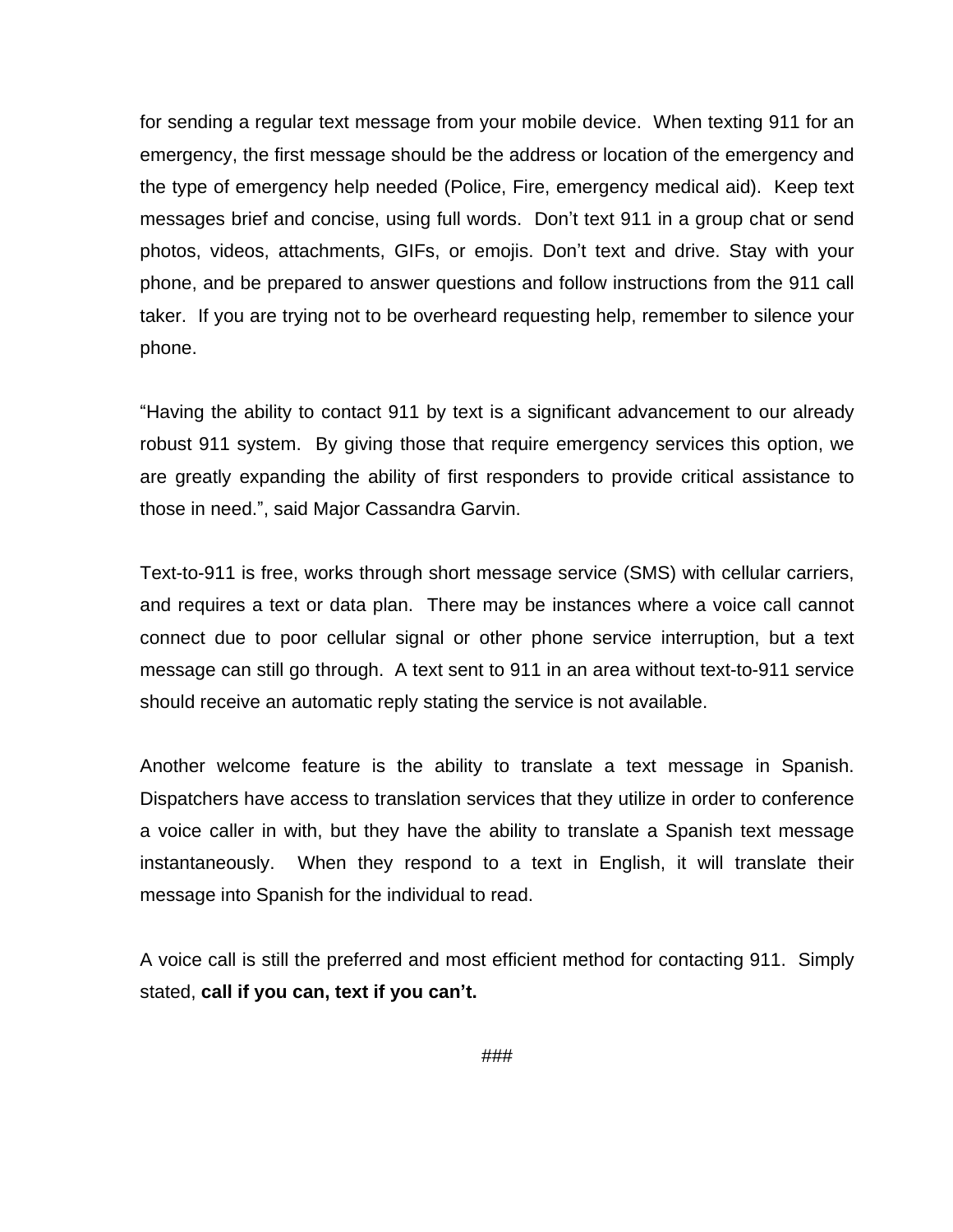for sending a regular text message from your mobile device. When texting 911 for an emergency, the first message should be the address or location of the emergency and the type of emergency help needed (Police, Fire, emergency medical aid). Keep text messages brief and concise, using full words. Don't text 911 in a group chat or send photos, videos, attachments, GIFs, or emojis. Don't text and drive. Stay with your phone, and be prepared to answer questions and follow instructions from the 911 call taker. If you are trying not to be overheard requesting help, remember to silence your phone.

"Having the ability to contact 911 by text is a significant advancement to our already robust 911 system. By giving those that require emergency services this option, we are greatly expanding the ability of first responders to provide critical assistance to those in need.", said Major Cassandra Garvin.

Text-to-911 is free, works through short message service (SMS) with cellular carriers, and requires a text or data plan. There may be instances where a voice call cannot connect due to poor cellular signal or other phone service interruption, but a text message can still go through. A text sent to 911 in an area without text-to-911 service should receive an automatic reply stating the service is not available.

Another welcome feature is the ability to translate a text message in Spanish. Dispatchers have access to translation services that they utilize in order to conference a voice caller in with, but they have the ability to translate a Spanish text message instantaneously. When they respond to a text in English, it will translate their message into Spanish for the individual to read.

A voice call is still the preferred and most efficient method for contacting 911. Simply stated, **call if you can, text if you can't.**

###